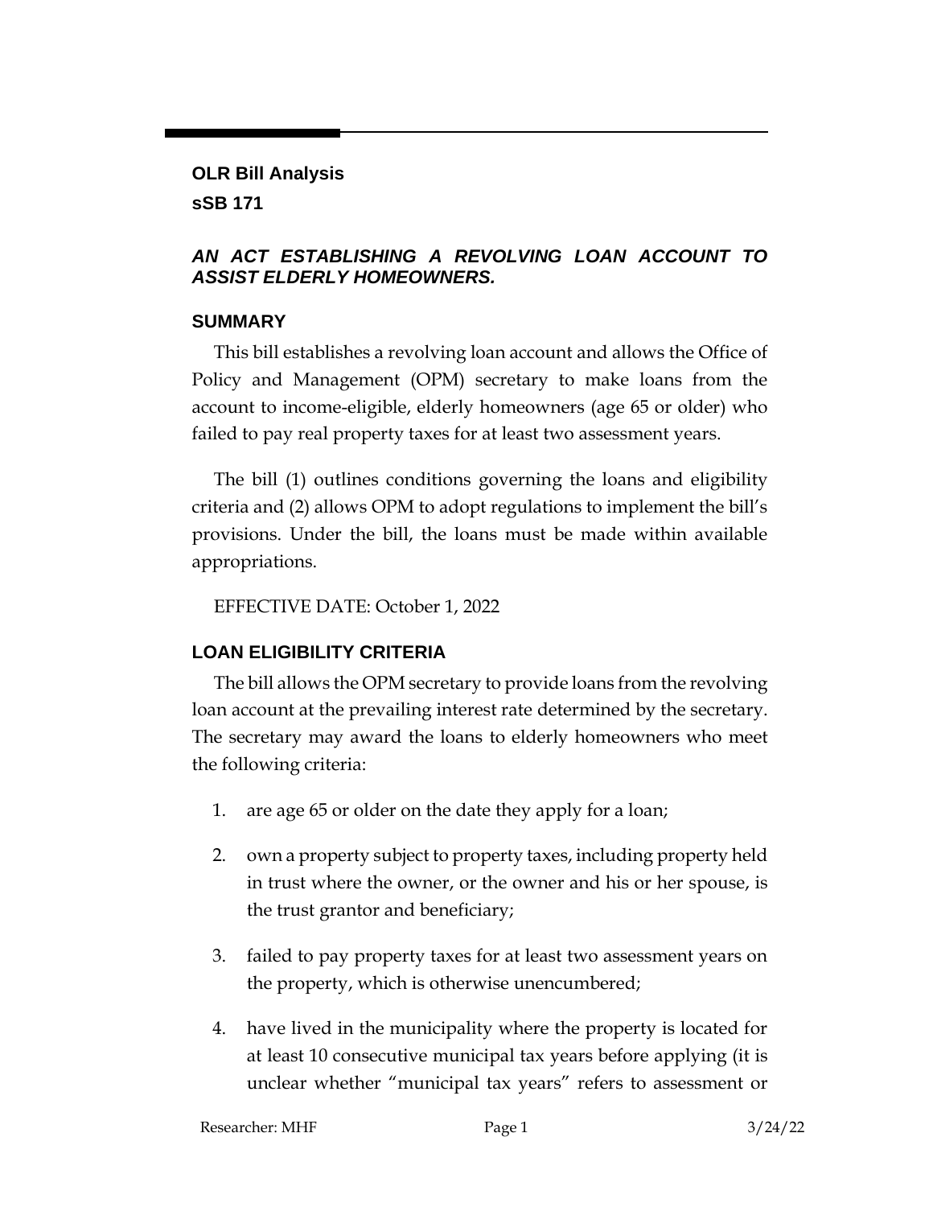**OLR Bill Analysis**

**sSB 171**

## *AN ACT ESTABLISHING A REVOLVING LOAN ACCOUNT TO ASSIST ELDERLY HOMEOWNERS.*

### SUMMARY

This bill establishes a revolving loan account and allows the Office of Policy and Management (OPM) secretary to make loans from the account to income-eligible, elderly homeowners (age 65 or older) who failed to pay real property taxes for at least two assessment years.

The bill (1) outlines conditions governing the loans and eligibility criteria and (2) allows OPM to adopt regulations to implement the bill's provisions. Under the bill, the loans must be made within available appropriations.

EFFECTIVE DATE: October 1, 2022

### LOAN ELIGIBILITY CRITERIA

The bill allows the OPM secretary to provide loans from the revolving loan account at the prevailing interest rate determined by the secretary. The secretary may award the loans to elderly homeowners who meet the following criteria:

1. are age 65 or older on the date they apply for a loan;
2. own a property subject to property taxes, including property held in trust where the owner, or the owner and his or her spouse, is the trust grantor and beneficiary;
3. failed to pay property taxes for at least two assessment years on the property, which is otherwise unencumbered;
4. have lived in the municipality where the property is located for at least 10 consecutive municipal tax years before applying (it is unclear whether "municipal tax years" refers to assessment or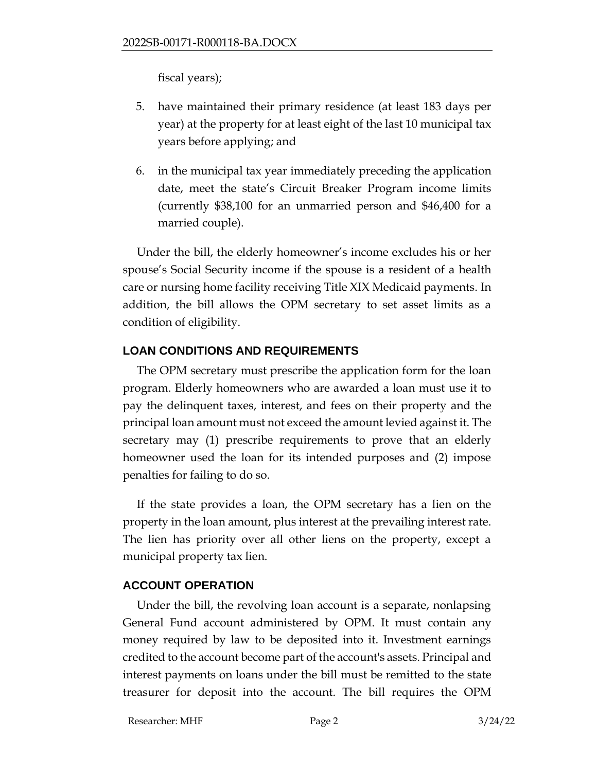fiscal years);

5. have maintained their primary residence (at least 183 days per year) at the property for at least eight of the last 10 municipal tax years before applying; and
6. in the municipal tax year immediately preceding the application date, meet the state's Circuit Breaker Program income limits (currently $38,100 for an unmarried person and $46,400 for a married couple).

Under the bill, the elderly homeowner's income excludes his or her spouse's Social Security income if the spouse is a resident of a health care or nursing home facility receiving Title XIX Medicaid payments. In addition, the bill allows the OPM secretary to set asset limits as a condition of eligibility.

## LOAN CONDITIONS AND REQUIREMENTS

The OPM secretary must prescribe the application form for the loan program. Elderly homeowners who are awarded a loan must use it to pay the delinquent taxes, interest, and fees on their property and the principal loan amount must not exceed the amount levied against it. The secretary may (1) prescribe requirements to prove that an elderly homeowner used the loan for its intended purposes and (2) impose penalties for failing to do so.

If the state provides a loan, the OPM secretary has a lien on the property in the loan amount, plus interest at the prevailing interest rate. The lien has priority over all other liens on the property, except a municipal property tax lien.

## ACCOUNT OPERATION

Under the bill, the revolving loan account is a separate, nonlapsing General Fund account administered by OPM. It must contain any money required by law to be deposited into it. Investment earnings credited to the account become part of the account's assets. Principal and interest payments on loans under the bill must be remitted to the state treasurer for deposit into the account. The bill requires the OPM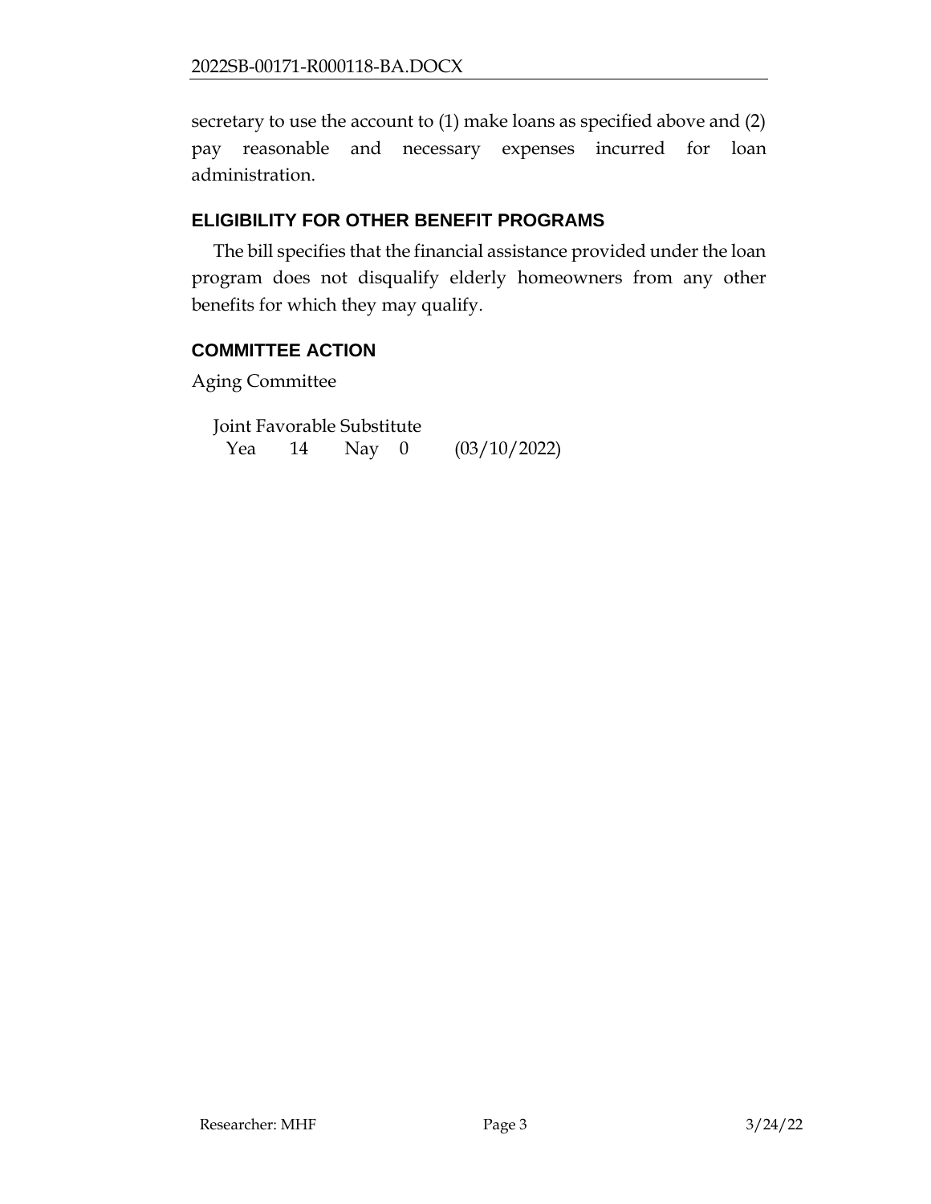secretary to use the account to (1) make loans as specified above and (2) pay reasonable and necessary expenses incurred for loan administration.

## ELIGIBILITY FOR OTHER BENEFIT PROGRAMS

The bill specifies that the financial assistance provided under the loan program does not disqualify elderly homeowners from any other benefits for which they may qualify.

## COMMITTEE ACTION

Aging Committee

Joint Favorable Substitute
Yea 14 Nay 0 (03/10/2022)